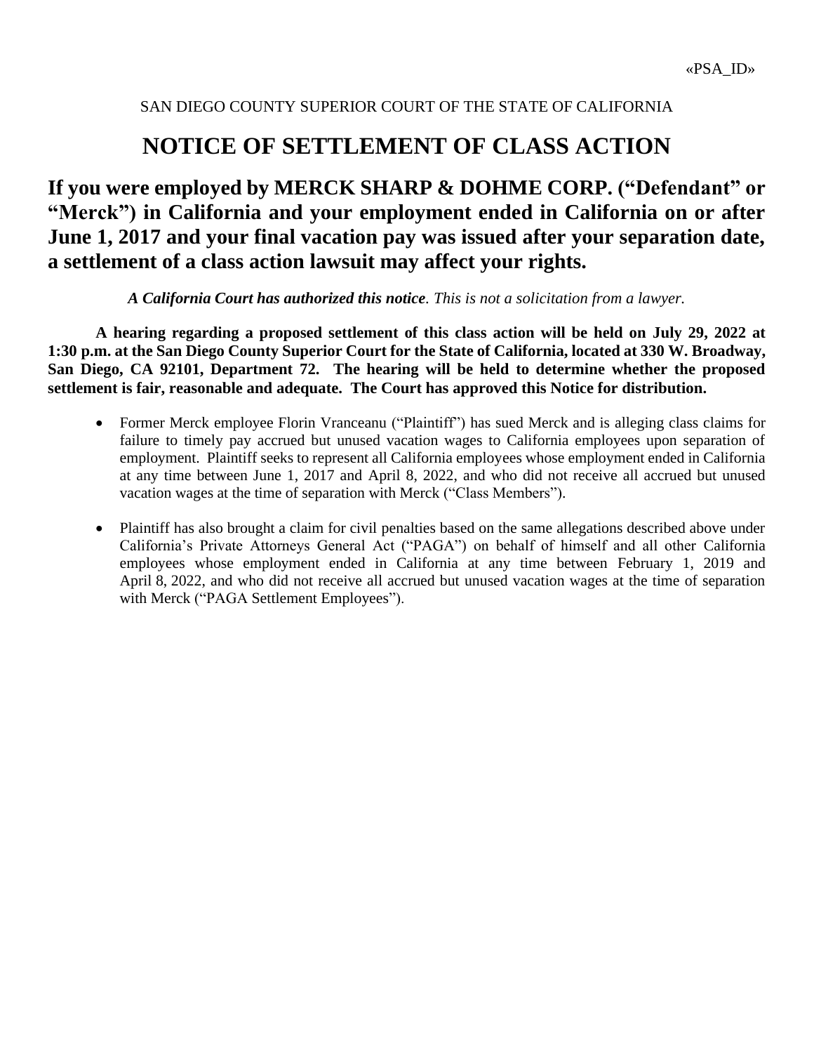«PSA_ID»

SAN DIEGO COUNTY SUPERIOR COURT OF THE STATE OF CALIFORNIA

# NOTICE OF SETTLEMENT OF CLASS ACTION

## If you were employed by MERCK SHARP & DOHME CORP. ("Defendant" or "Merck") in California and your employment ended in California on or after June 1, 2017 and your final vacation pay was issued after your separation date, a settlement of a class action lawsuit may affect your rights.

***A California Court has authorized this notice****. This is not a solicitation from a lawyer.*

**A hearing regarding a proposed settlement of this class action will be held on July 29, 2022 at 1:30 p.m. at the San Diego County Superior Court for the State of California, located at 330 W. Broadway, San Diego, CA 92101, Department 72. The hearing will be held to determine whether the proposed settlement is fair, reasonable and adequate. The Court has approved this Notice for distribution.**

- Former Merck employee Florin Vranceanu ("Plaintiff") has sued Merck and is alleging class claims for failure to timely pay accrued but unused vacation wages to California employees upon separation of employment. Plaintiff seeks to represent all California employees whose employment ended in California at any time between June 1, 2017 and April 8, 2022, and who did not receive all accrued but unused vacation wages at the time of separation with Merck ("Class Members").

- Plaintiff has also brought a claim for civil penalties based on the same allegations described above under California's Private Attorneys General Act ("PAGA") on behalf of himself and all other California employees whose employment ended in California at any time between February 1, 2019 and April 8, 2022, and who did not receive all accrued but unused vacation wages at the time of separation with Merck ("PAGA Settlement Employees").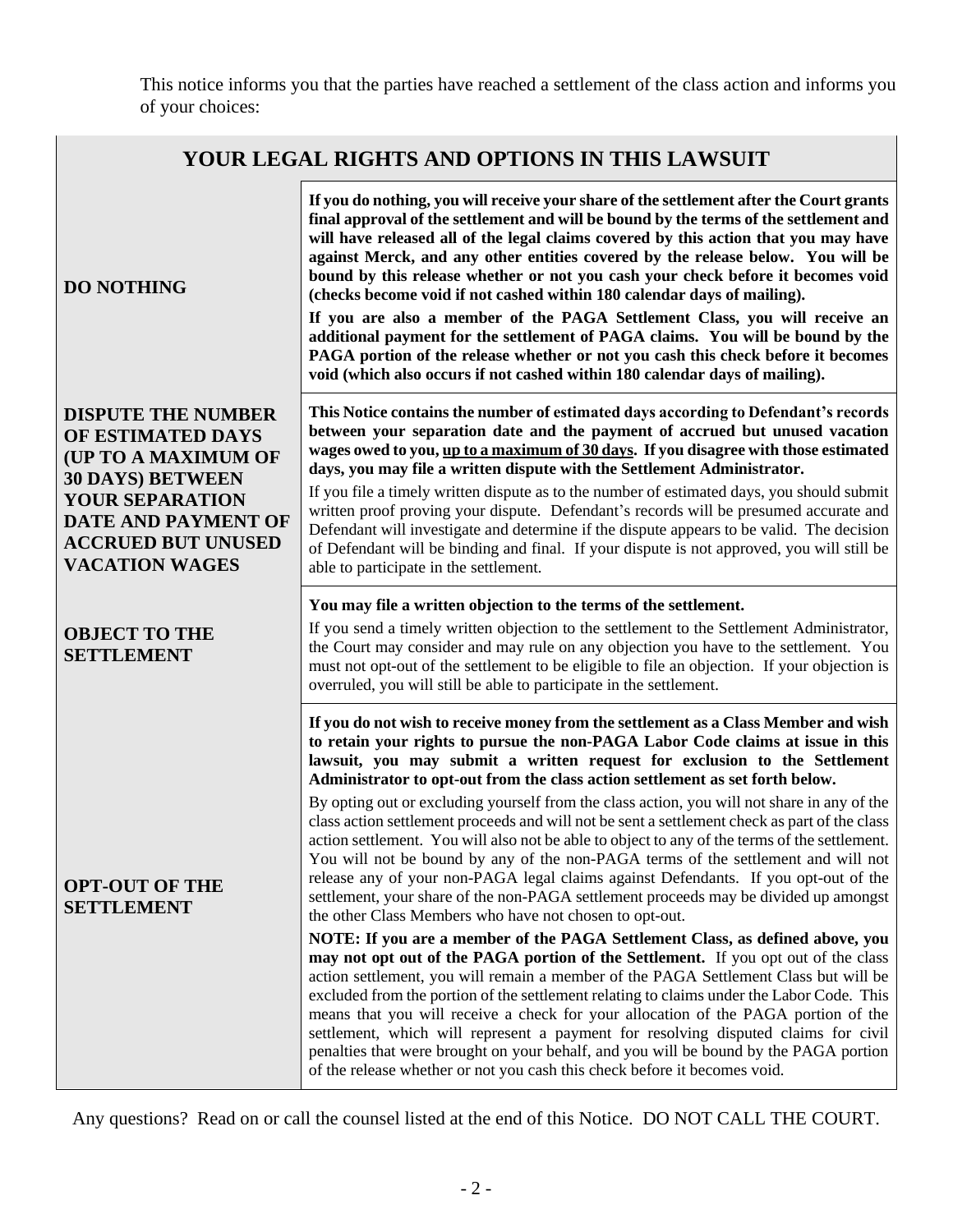This notice informs you that the parties have reached a settlement of the class action and informs you of your choices:

| YOUR LEGAL RIGHTS AND OPTIONS IN THIS LAWSUIT | |
|---|---|
| **DO NOTHING** | **If you do nothing, you will receive your share of the settlement after the Court grants final approval of the settlement and will be bound by the terms of the settlement and will have released all of the legal claims covered by this action that you may have against Merck, and any other entities covered by the release below. You will be bound by this release whether or not you cash your check before it becomes void (checks become void if not cashed within 180 calendar days of mailing).**<br><br>**If you are also a member of the PAGA Settlement Class, you will receive an additional payment for the settlement of PAGA claims. You will be bound by the PAGA portion of the release whether or not you cash this check before it becomes void (which also occurs if not cashed within 180 calendar days of mailing).** |
| **DISPUTE THE NUMBER OF ESTIMATED DAYS (UP TO A MAXIMUM OF 30 DAYS) BETWEEN YOUR SEPARATION DATE AND PAYMENT OF ACCRUED BUT UNUSED VACATION WAGES** | **This Notice contains the number of estimated days according to Defendant's records between your separation date and the payment of accrued but unused vacation wages owed to you, <u>up to a maximum of 30 days</u>. If you disagree with those estimated days, you may file a written dispute with the Settlement Administrator.**<br><br>If you file a timely written dispute as to the number of estimated days, you should submit written proof proving your dispute. Defendant's records will be presumed accurate and Defendant will investigate and determine if the dispute appears to be valid. The decision of Defendant will be binding and final. If your dispute is not approved, you will still be able to participate in the settlement. |
| **OBJECT TO THE SETTLEMENT** | **You may file a written objection to the terms of the settlement.**<br><br>If you send a timely written objection to the settlement to the Settlement Administrator, the Court may consider and may rule on any objection you have to the settlement. You must not opt-out of the settlement to be eligible to file an objection. If your objection is overruled, you will still be able to participate in the settlement. |
| **OPT-OUT OF THE SETTLEMENT** | **If you do not wish to receive money from the settlement as a Class Member and wish to retain your rights to pursue the non-PAGA Labor Code claims at issue in this lawsuit, you may submit a written request for exclusion to the Settlement Administrator to opt-out from the class action settlement as set forth below.**<br><br>By opting out or excluding yourself from the class action, you will not share in any of the class action settlement proceeds and will not be sent a settlement check as part of the class action settlement. You will also not be able to object to any of the terms of the settlement. You will not be bound by any of the non-PAGA terms of the settlement and will not release any of your non-PAGA legal claims against Defendants. If you opt-out of the settlement, your share of the non-PAGA settlement proceeds may be divided up amongst the other Class Members who have not chosen to opt-out.<br><br>**NOTE: If you are a member of the PAGA Settlement Class, as defined above, you may not opt out of the PAGA portion of the Settlement.** If you opt out of the class action settlement, you will remain a member of the PAGA Settlement Class but will be excluded from the portion of the settlement relating to claims under the Labor Code. This means that you will receive a check for your allocation of the PAGA portion of the settlement, which will represent a payment for resolving disputed claims for civil penalties that were brought on your behalf, and you will be bound by the PAGA portion of the release whether or not you cash this check before it becomes void. |

Any questions? Read on or call the counsel listed at the end of this Notice. DO NOT CALL THE COURT.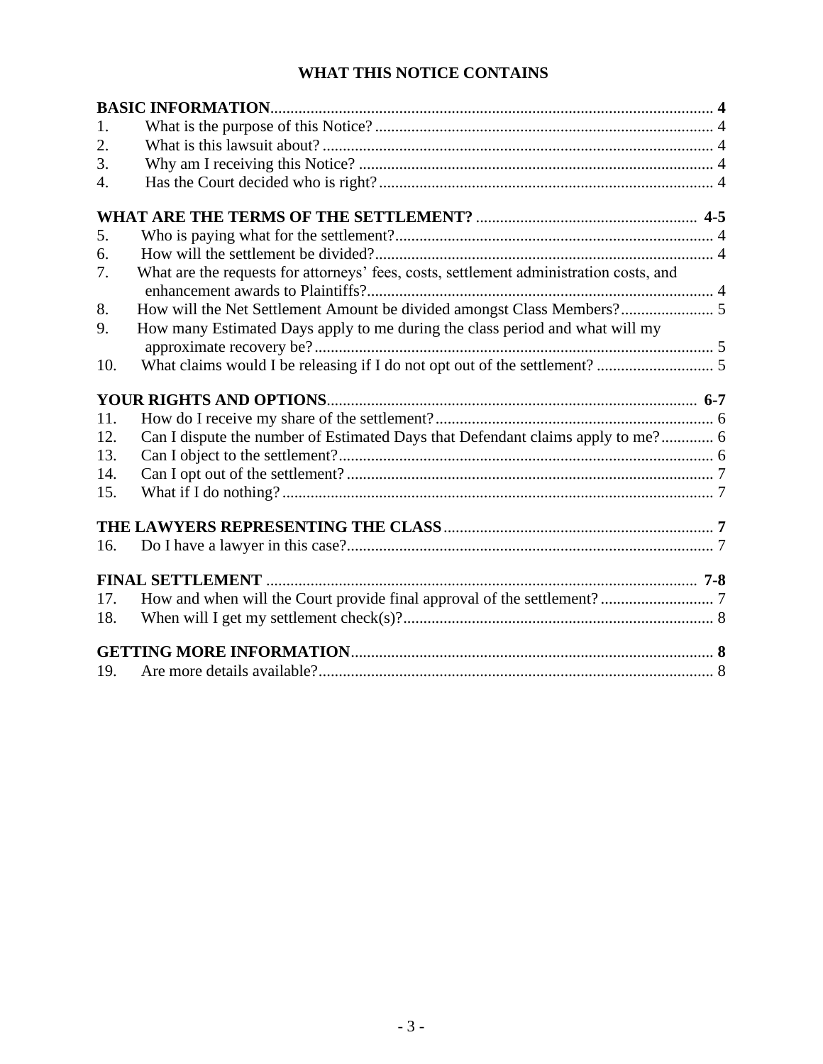## WHAT THIS NOTICE CONTAINS

| | | |
|---|---|---|
| **BASIC INFORMATION** | | **4** |
| 1. | What is the purpose of this Notice? | 4 |
| 2. | What is this lawsuit about? | 4 |
| 3. | Why am I receiving this Notice? | 4 |
| 4. | Has the Court decided who is right? | 4 |
| **WHAT ARE THE TERMS OF THE SETTLEMENT?** | | **4-5** |
| 5. | Who is paying what for the settlement? | 4 |
| 6. | How will the settlement be divided? | 4 |
| 7. | What are the requests for attorneys' fees, costs, settlement administration costs, and enhancement awards to Plaintiffs? | 4 |
| 8. | How will the Net Settlement Amount be divided amongst Class Members? | 5 |
| 9. | How many Estimated Days apply to me during the class period and what will my approximate recovery be? | 5 |
| 10. | What claims would I be releasing if I do not opt out of the settlement? | 5 |
| **YOUR RIGHTS AND OPTIONS** | | **6-7** |
| 11. | How do I receive my share of the settlement? | 6 |
| 12. | Can I dispute the number of Estimated Days that Defendant claims apply to me? | 6 |
| 13. | Can I object to the settlement? | 6 |
| 14. | Can I opt out of the settlement? | 7 |
| 15. | What if I do nothing? | 7 |
| **THE LAWYERS REPRESENTING THE CLASS** | | **7** |
| 16. | Do I have a lawyer in this case? | 7 |
| **FINAL SETTLEMENT** | | **7-8** |
| 17. | How and when will the Court provide final approval of the settlement? | 7 |
| 18. | When will I get my settlement check(s)? | 8 |
| **GETTING MORE INFORMATION** | | **8** |
| 19. | Are more details available? | 8 |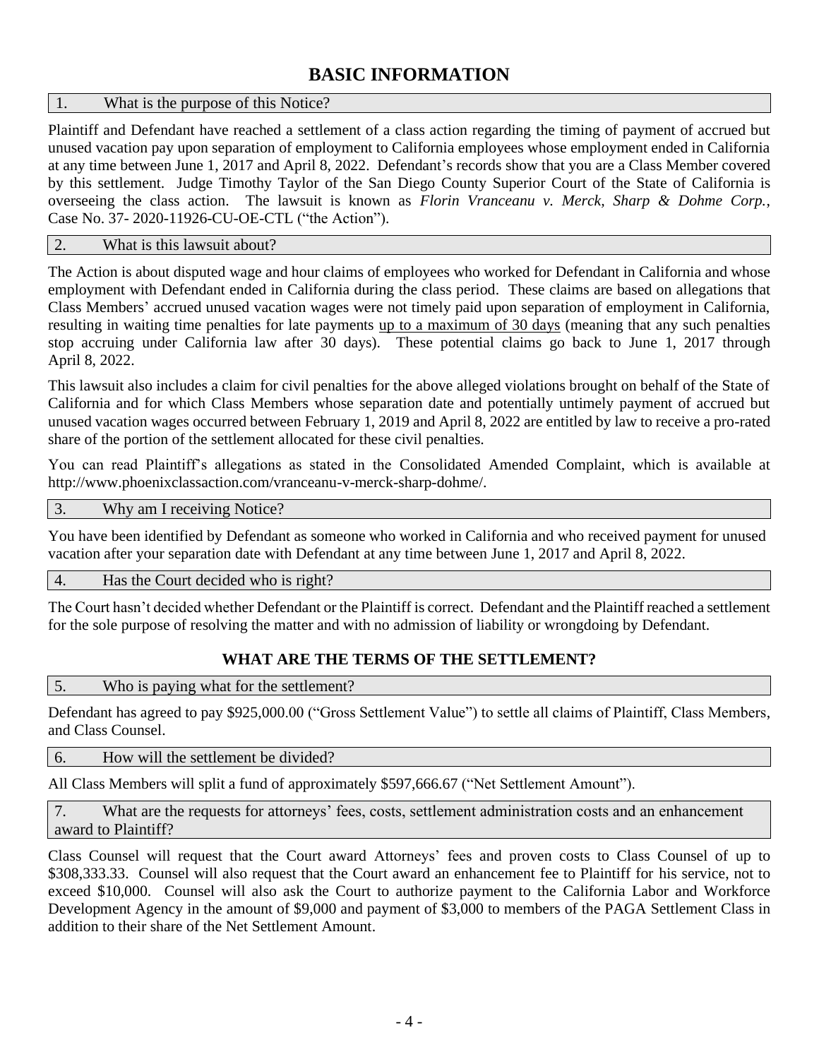# BASIC INFORMATION

### 1. What is the purpose of this Notice?

Plaintiff and Defendant have reached a settlement of a class action regarding the timing of payment of accrued but unused vacation pay upon separation of employment to California employees whose employment ended in California at any time between June 1, 2017 and April 8, 2022. Defendant's records show that you are a Class Member covered by this settlement. Judge Timothy Taylor of the San Diego County Superior Court of the State of California is overseeing the class action. The lawsuit is known as *Florin Vranceanu v. Merck, Sharp & Dohme Corp.*, Case No. 37- 2020-11926-CU-OE-CTL ("the Action").

### 2. What is this lawsuit about?

The Action is about disputed wage and hour claims of employees who worked for Defendant in California and whose employment with Defendant ended in California during the class period. These claims are based on allegations that Class Members' accrued unused vacation wages were not timely paid upon separation of employment in California, resulting in waiting time penalties for late payments up to a maximum of 30 days (meaning that any such penalties stop accruing under California law after 30 days). These potential claims go back to June 1, 2017 through April 8, 2022.

This lawsuit also includes a claim for civil penalties for the above alleged violations brought on behalf of the State of California and for which Class Members whose separation date and potentially untimely payment of accrued but unused vacation wages occurred between February 1, 2019 and April 8, 2022 are entitled by law to receive a pro-rated share of the portion of the settlement allocated for these civil penalties.

You can read Plaintiff's allegations as stated in the Consolidated Amended Complaint, which is available at http://www.phoenixclassaction.com/vranceanu-v-merck-sharp-dohme/.

### 3. Why am I receiving Notice?

You have been identified by Defendant as someone who worked in California and who received payment for unused vacation after your separation date with Defendant at any time between June 1, 2017 and April 8, 2022.

### 4. Has the Court decided who is right?

The Court hasn't decided whether Defendant or the Plaintiff is correct. Defendant and the Plaintiff reached a settlement for the sole purpose of resolving the matter and with no admission of liability or wrongdoing by Defendant.

## WHAT ARE THE TERMS OF THE SETTLEMENT?

### 5. Who is paying what for the settlement?

Defendant has agreed to pay $925,000.00 ("Gross Settlement Value") to settle all claims of Plaintiff, Class Members, and Class Counsel.

### 6. How will the settlement be divided?

All Class Members will split a fund of approximately $597,666.67 ("Net Settlement Amount").

### 7. What are the requests for attorneys' fees, costs, settlement administration costs and an enhancement award to Plaintiff?

Class Counsel will request that the Court award Attorneys' fees and proven costs to Class Counsel of up to $308,333.33. Counsel will also request that the Court award an enhancement fee to Plaintiff for his service, not to exceed $10,000. Counsel will also ask the Court to authorize payment to the California Labor and Workforce Development Agency in the amount of $9,000 and payment of $3,000 to members of the PAGA Settlement Class in addition to their share of the Net Settlement Amount.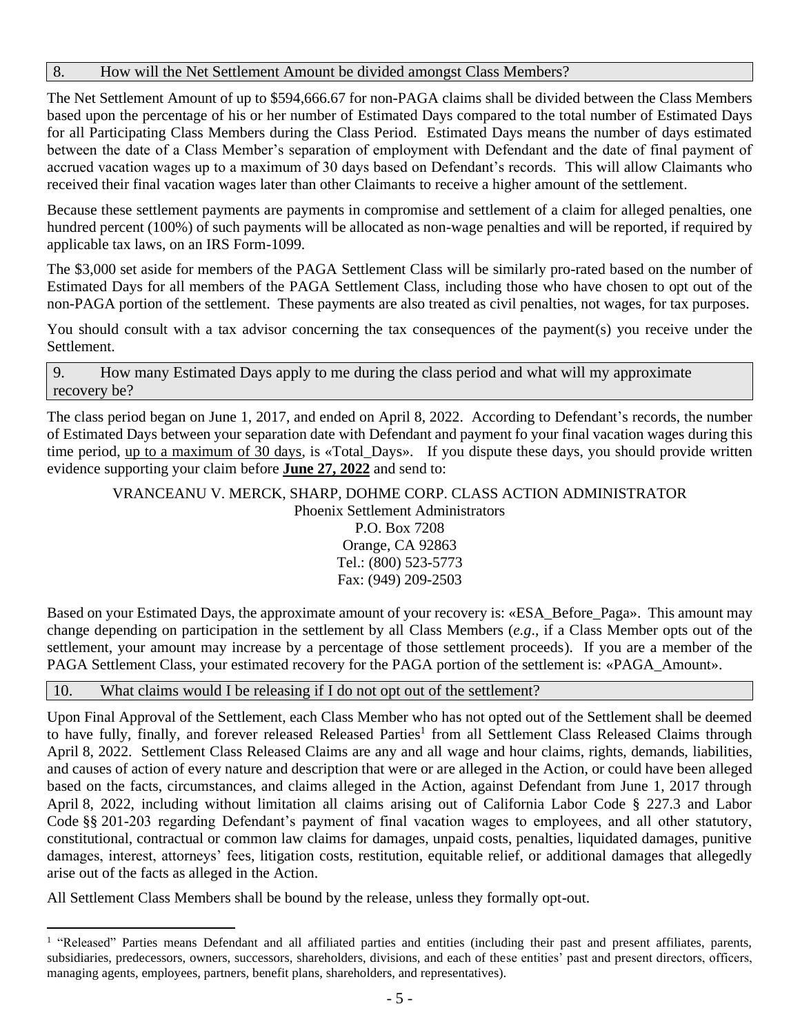## 8. How will the Net Settlement Amount be divided amongst Class Members?

The Net Settlement Amount of up to $594,666.67 for non-PAGA claims shall be divided between the Class Members based upon the percentage of his or her number of Estimated Days compared to the total number of Estimated Days for all Participating Class Members during the Class Period. Estimated Days means the number of days estimated between the date of a Class Member's separation of employment with Defendant and the date of final payment of accrued vacation wages up to a maximum of 30 days based on Defendant's records. This will allow Claimants who received their final vacation wages later than other Claimants to receive a higher amount of the settlement.

Because these settlement payments are payments in compromise and settlement of a claim for alleged penalties, one hundred percent (100%) of such payments will be allocated as non-wage penalties and will be reported, if required by applicable tax laws, on an IRS Form-1099.

The $3,000 set aside for members of the PAGA Settlement Class will be similarly pro-rated based on the number of Estimated Days for all members of the PAGA Settlement Class, including those who have chosen to opt out of the non-PAGA portion of the settlement. These payments are also treated as civil penalties, not wages, for tax purposes.

You should consult with a tax advisor concerning the tax consequences of the payment(s) you receive under the Settlement.

## 9. How many Estimated Days apply to me during the class period and what will my approximate recovery be?

The class period began on June 1, 2017, and ended on April 8, 2022. According to Defendant's records, the number of Estimated Days between your separation date with Defendant and payment fo your final vacation wages during this time period, <u>up to a maximum of 30 days</u>, is «Total_Days». If you dispute these days, you should provide written evidence supporting your claim before **<u>June 27, 2022</u>** and send to:

VRANCEANU V. MERCK, SHARP, DOHME CORP. CLASS ACTION ADMINISTRATOR
Phoenix Settlement Administrators
P.O. Box 7208
Orange, CA 92863
Tel.: (800) 523-5773
Fax: (949) 209-2503

Based on your Estimated Days, the approximate amount of your recovery is: «ESA_Before_Paga». This amount may change depending on participation in the settlement by all Class Members (*e.g.*, if a Class Member opts out of the settlement, your amount may increase by a percentage of those settlement proceeds). If you are a member of the PAGA Settlement Class, your estimated recovery for the PAGA portion of the settlement is: «PAGA_Amount».

## 10. What claims would I be releasing if I do not opt out of the settlement?

Upon Final Approval of the Settlement, each Class Member who has not opted out of the Settlement shall be deemed to have fully, finally, and forever released Released Parties[1] from all Settlement Class Released Claims through April 8, 2022. Settlement Class Released Claims are any and all wage and hour claims, rights, demands, liabilities, and causes of action of every nature and description that were or are alleged in the Action, or could have been alleged based on the facts, circumstances, and claims alleged in the Action, against Defendant from June 1, 2017 through April 8, 2022, including without limitation all claims arising out of California Labor Code § 227.3 and Labor Code §§ 201-203 regarding Defendant's payment of final vacation wages to employees, and all other statutory, constitutional, contractual or common law claims for damages, unpaid costs, penalties, liquidated damages, punitive damages, interest, attorneys' fees, litigation costs, restitution, equitable relief, or additional damages that allegedly arise out of the facts as alleged in the Action.

All Settlement Class Members shall be bound by the release, unless they formally opt-out.

[1] "Released" Parties means Defendant and all affiliated parties and entities (including their past and present affiliates, parents, subsidiaries, predecessors, owners, successors, shareholders, divisions, and each of these entities' past and present directors, officers, managing agents, employees, partners, benefit plans, shareholders, and representatives).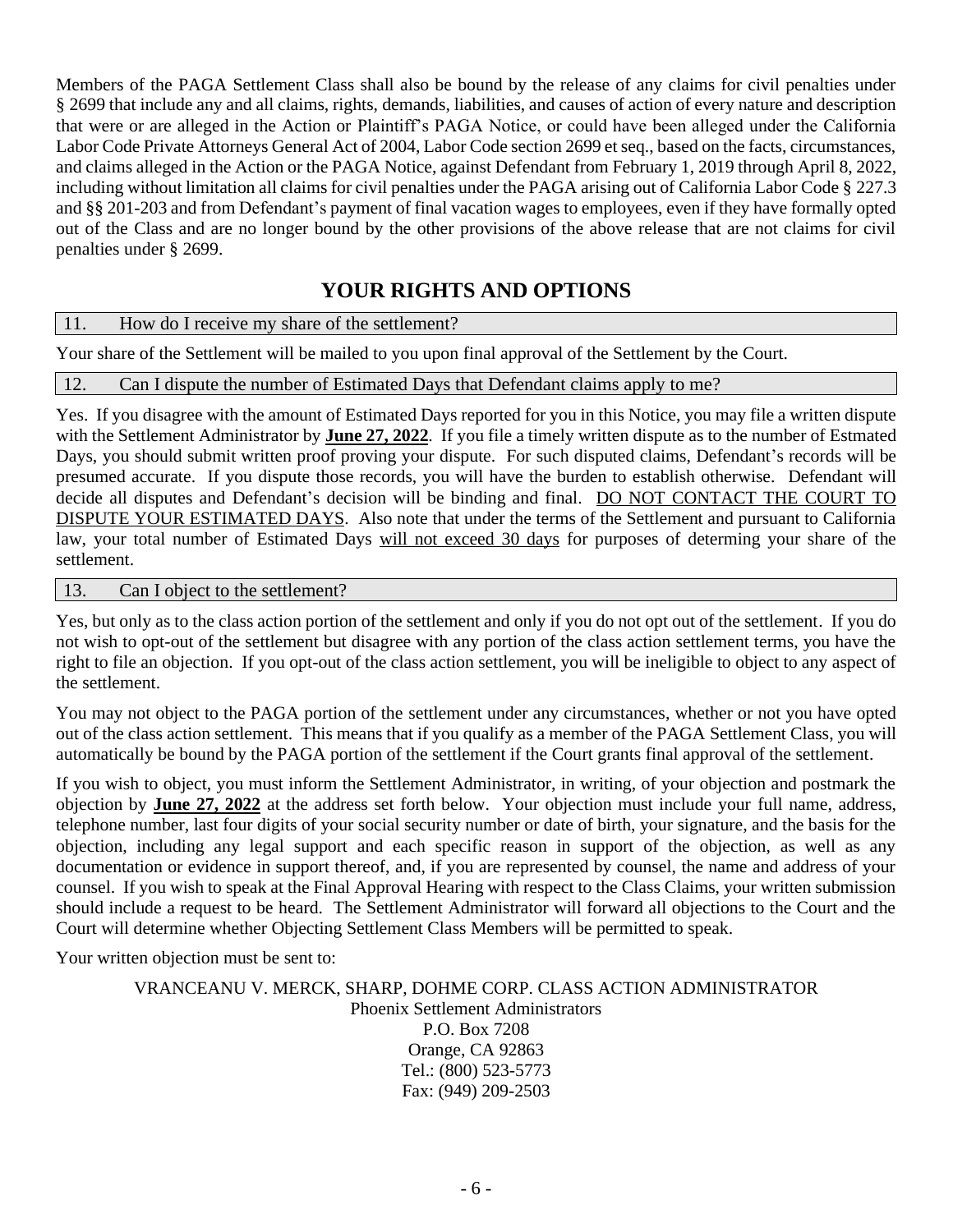Members of the PAGA Settlement Class shall also be bound by the release of any claims for civil penalties under § 2699 that include any and all claims, rights, demands, liabilities, and causes of action of every nature and description that were or are alleged in the Action or Plaintiff's PAGA Notice, or could have been alleged under the California Labor Code Private Attorneys General Act of 2004, Labor Code section 2699 et seq., based on the facts, circumstances, and claims alleged in the Action or the PAGA Notice, against Defendant from February 1, 2019 through April 8, 2022, including without limitation all claims for civil penalties under the PAGA arising out of California Labor Code § 227.3 and §§ 201-203 and from Defendant's payment of final vacation wages to employees, even if they have formally opted out of the Class and are no longer bound by the other provisions of the above release that are not claims for civil penalties under § 2699.

## YOUR RIGHTS AND OPTIONS

### 11. How do I receive my share of the settlement?

Your share of the Settlement will be mailed to you upon final approval of the Settlement by the Court.

### 12. Can I dispute the number of Estimated Days that Defendant claims apply to me?

Yes. If you disagree with the amount of Estimated Days reported for you in this Notice, you may file a written dispute with the Settlement Administrator by **June 27, 2022**. If you file a timely written dispute as to the number of Estmated Days, you should submit written proof proving your dispute. For such disputed claims, Defendant's records will be presumed accurate. If you dispute those records, you will have the burden to establish otherwise. Defendant will decide all disputes and Defendant's decision will be binding and final. DO NOT CONTACT THE COURT TO DISPUTE YOUR ESTIMATED DAYS. Also note that under the terms of the Settlement and pursuant to California law, your total number of Estimated Days will not exceed 30 days for purposes of determing your share of the settlement.

### 13. Can I object to the settlement?

Yes, but only as to the class action portion of the settlement and only if you do not opt out of the settlement. If you do not wish to opt-out of the settlement but disagree with any portion of the class action settlement terms, you have the right to file an objection. If you opt-out of the class action settlement, you will be ineligible to object to any aspect of the settlement.

You may not object to the PAGA portion of the settlement under any circumstances, whether or not you have opted out of the class action settlement. This means that if you qualify as a member of the PAGA Settlement Class, you will automatically be bound by the PAGA portion of the settlement if the Court grants final approval of the settlement.

If you wish to object, you must inform the Settlement Administrator, in writing, of your objection and postmark the objection by **June 27, 2022** at the address set forth below. Your objection must include your full name, address, telephone number, last four digits of your social security number or date of birth, your signature, and the basis for the objection, including any legal support and each specific reason in support of the objection, as well as any documentation or evidence in support thereof, and, if you are represented by counsel, the name and address of your counsel. If you wish to speak at the Final Approval Hearing with respect to the Class Claims, your written submission should include a request to be heard. The Settlement Administrator will forward all objections to the Court and the Court will determine whether Objecting Settlement Class Members will be permitted to speak.

Your written objection must be sent to:

VRANCEANU V. MERCK, SHARP, DOHME CORP. CLASS ACTION ADMINISTRATOR
Phoenix Settlement Administrators
P.O. Box 7208
Orange, CA 92863
Tel.: (800) 523-5773
Fax: (949) 209-2503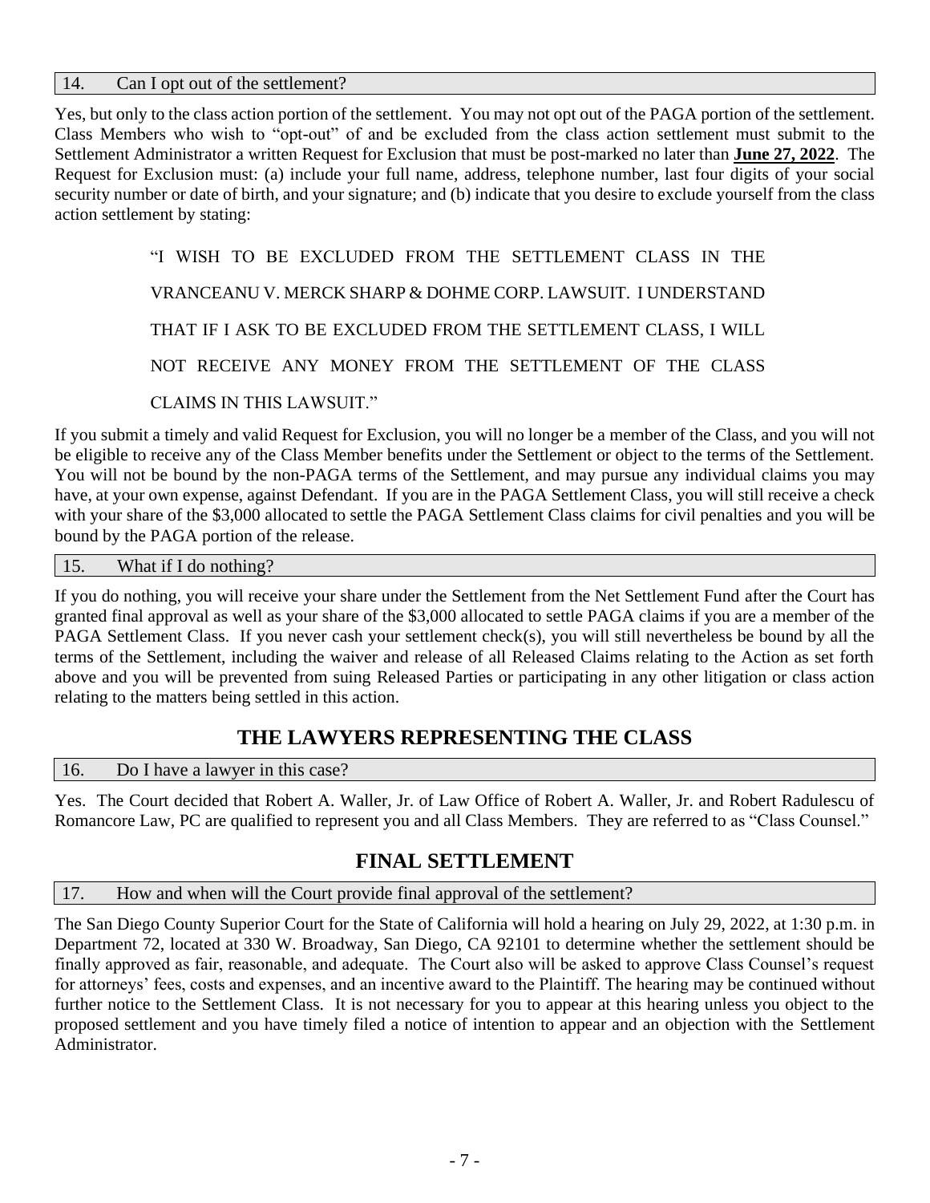### 14. Can I opt out of the settlement?

Yes, but only to the class action portion of the settlement. You may not opt out of the PAGA portion of the settlement. Class Members who wish to "opt-out" of and be excluded from the class action settlement must submit to the Settlement Administrator a written Request for Exclusion that must be post-marked no later than **June 27, 2022**. The Request for Exclusion must: (a) include your full name, address, telephone number, last four digits of your social security number or date of birth, and your signature; and (b) indicate that you desire to exclude yourself from the class action settlement by stating:

> "I WISH TO BE EXCLUDED FROM THE SETTLEMENT CLASS IN THE VRANCEANU V. MERCK SHARP & DOHME CORP. LAWSUIT. I UNDERSTAND THAT IF I ASK TO BE EXCLUDED FROM THE SETTLEMENT CLASS, I WILL NOT RECEIVE ANY MONEY FROM THE SETTLEMENT OF THE CLASS CLAIMS IN THIS LAWSUIT."

If you submit a timely and valid Request for Exclusion, you will no longer be a member of the Class, and you will not be eligible to receive any of the Class Member benefits under the Settlement or object to the terms of the Settlement. You will not be bound by the non-PAGA terms of the Settlement, and may pursue any individual claims you may have, at your own expense, against Defendant. If you are in the PAGA Settlement Class, you will still receive a check with your share of the $3,000 allocated to settle the PAGA Settlement Class claims for civil penalties and you will be bound by the PAGA portion of the release.

### 15. What if I do nothing?

If you do nothing, you will receive your share under the Settlement from the Net Settlement Fund after the Court has granted final approval as well as your share of the $3,000 allocated to settle PAGA claims if you are a member of the PAGA Settlement Class. If you never cash your settlement check(s), you will still nevertheless be bound by all the terms of the Settlement, including the waiver and release of all Released Claims relating to the Action as set forth above and you will be prevented from suing Released Parties or participating in any other litigation or class action relating to the matters being settled in this action.

## THE LAWYERS REPRESENTING THE CLASS

### 16. Do I have a lawyer in this case?

Yes. The Court decided that Robert A. Waller, Jr. of Law Office of Robert A. Waller, Jr. and Robert Radulescu of Romancore Law, PC are qualified to represent you and all Class Members. They are referred to as "Class Counsel."

## FINAL SETTLEMENT

### 17. How and when will the Court provide final approval of the settlement?

The San Diego County Superior Court for the State of California will hold a hearing on July 29, 2022, at 1:30 p.m. in Department 72, located at 330 W. Broadway, San Diego, CA 92101 to determine whether the settlement should be finally approved as fair, reasonable, and adequate. The Court also will be asked to approve Class Counsel's request for attorneys' fees, costs and expenses, and an incentive award to the Plaintiff. The hearing may be continued without further notice to the Settlement Class. It is not necessary for you to appear at this hearing unless you object to the proposed settlement and you have timely filed a notice of intention to appear and an objection with the Settlement Administrator.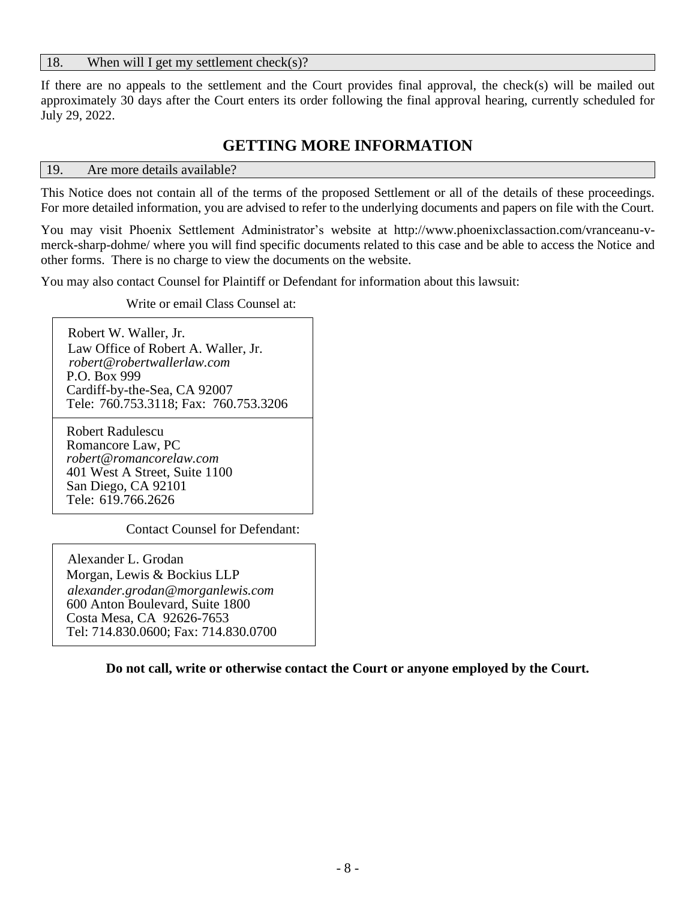### 18. When will I get my settlement check(s)?

If there are no appeals to the settlement and the Court provides final approval, the check(s) will be mailed out approximately 30 days after the Court enters its order following the final approval hearing, currently scheduled for July 29, 2022.

## GETTING MORE INFORMATION

### 19. Are more details available?

This Notice does not contain all of the terms of the proposed Settlement or all of the details of these proceedings. For more detailed information, you are advised to refer to the underlying documents and papers on file with the Court.

You may visit Phoenix Settlement Administrator's website at http://www.phoenixclassaction.com/vranceanu-v-merck-sharp-dohme/ where you will find specific documents related to this case and be able to access the Notice and other forms. There is no charge to view the documents on the website.

You may also contact Counsel for Plaintiff or Defendant for information about this lawsuit:

Write or email Class Counsel at:

Robert W. Waller, Jr.
Law Office of Robert A. Waller, Jr.
*robert@robertwallerlaw.com*
P.O. Box 999
Cardiff-by-the-Sea, CA 92007
Tele: 760.753.3118; Fax: 760.753.3206

Robert Radulescu
Romancore Law, PC
*robert@romancorelaw.com*
401 West A Street, Suite 1100
San Diego, CA 92101
Tele: 619.766.2626

Contact Counsel for Defendant:

Alexander L. Grodan
Morgan, Lewis & Bockius LLP
*alexander.grodan@morganlewis.com*
600 Anton Boulevard, Suite 1800
Costa Mesa, CA 92626-7653
Tel: 714.830.0600; Fax: 714.830.0700

**Do not call, write or otherwise contact the Court or anyone employed by the Court.**